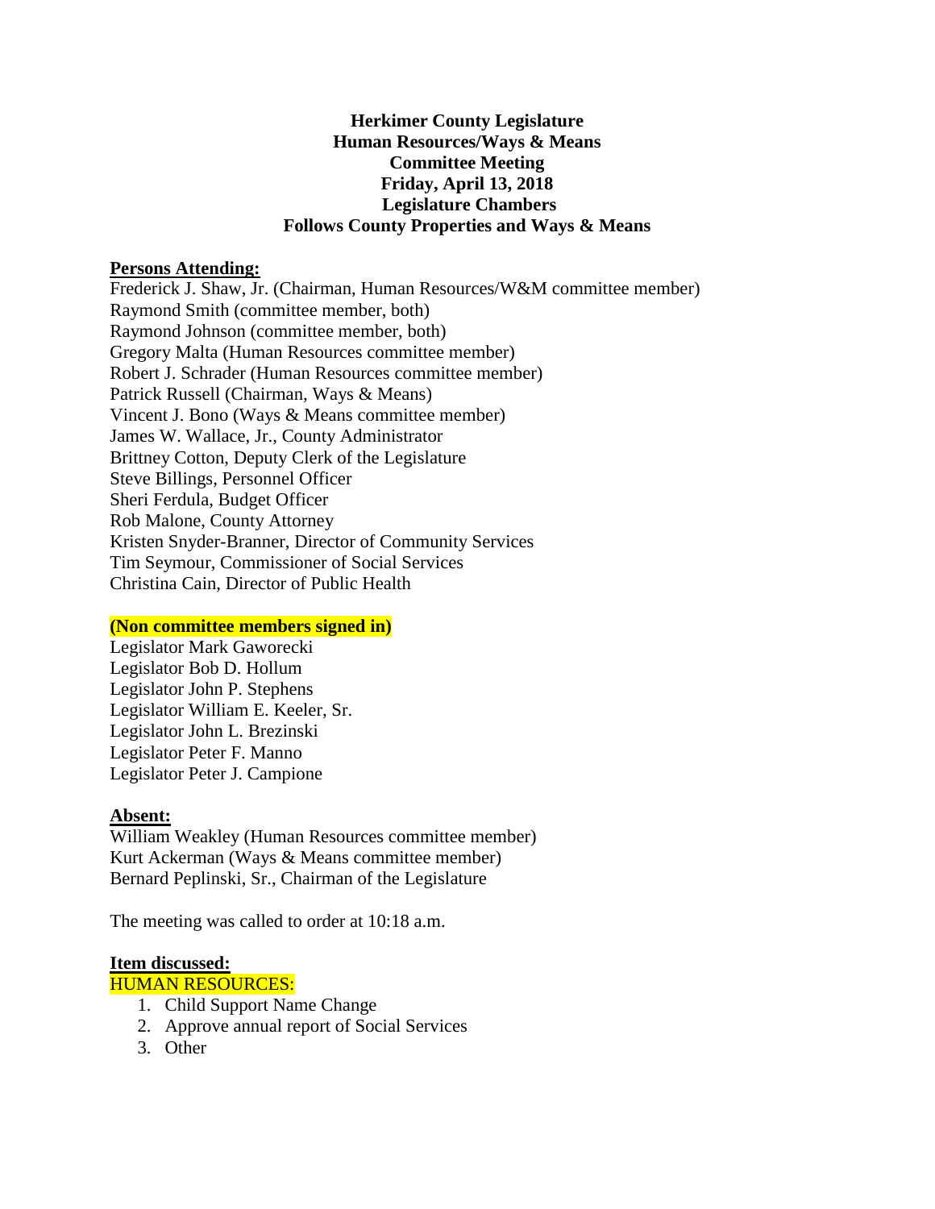**Herkimer County Legislature**
**Human Resources/Ways & Means**
**Committee Meeting**
**Friday, April 13, 2018**
**Legislature Chambers**
**Follows County Properties and Ways & Means**

**Persons Attending:**

Frederick J. Shaw, Jr. (Chairman, Human Resources/W&M committee member)
Raymond Smith (committee member, both)
Raymond Johnson (committee member, both)
Gregory Malta (Human Resources committee member)
Robert J. Schrader (Human Resources committee member)
Patrick Russell (Chairman, Ways & Means)
Vincent J. Bono (Ways & Means committee member)
James W. Wallace, Jr., County Administrator
Brittney Cotton, Deputy Clerk of the Legislature
Steve Billings, Personnel Officer
Sheri Ferdula, Budget Officer
Rob Malone, County Attorney
Kristen Snyder-Branner, Director of Community Services
Tim Seymour, Commissioner of Social Services
Christina Cain, Director of Public Health

**(Non committee members signed in)**

Legislator Mark Gaworecki
Legislator Bob D. Hollum
Legislator John P. Stephens
Legislator William E. Keeler, Sr.
Legislator John L. Brezinski
Legislator Peter F. Manno
Legislator Peter J. Campione

**Absent:**

William Weakley (Human Resources committee member)
Kurt Ackerman (Ways & Means committee member)
Bernard Peplinski, Sr., Chairman of the Legislature

The meeting was called to order at 10:18 a.m.

**Item discussed:**

HUMAN RESOURCES:

1. Child Support Name Change
2. Approve annual report of Social Services
3. Other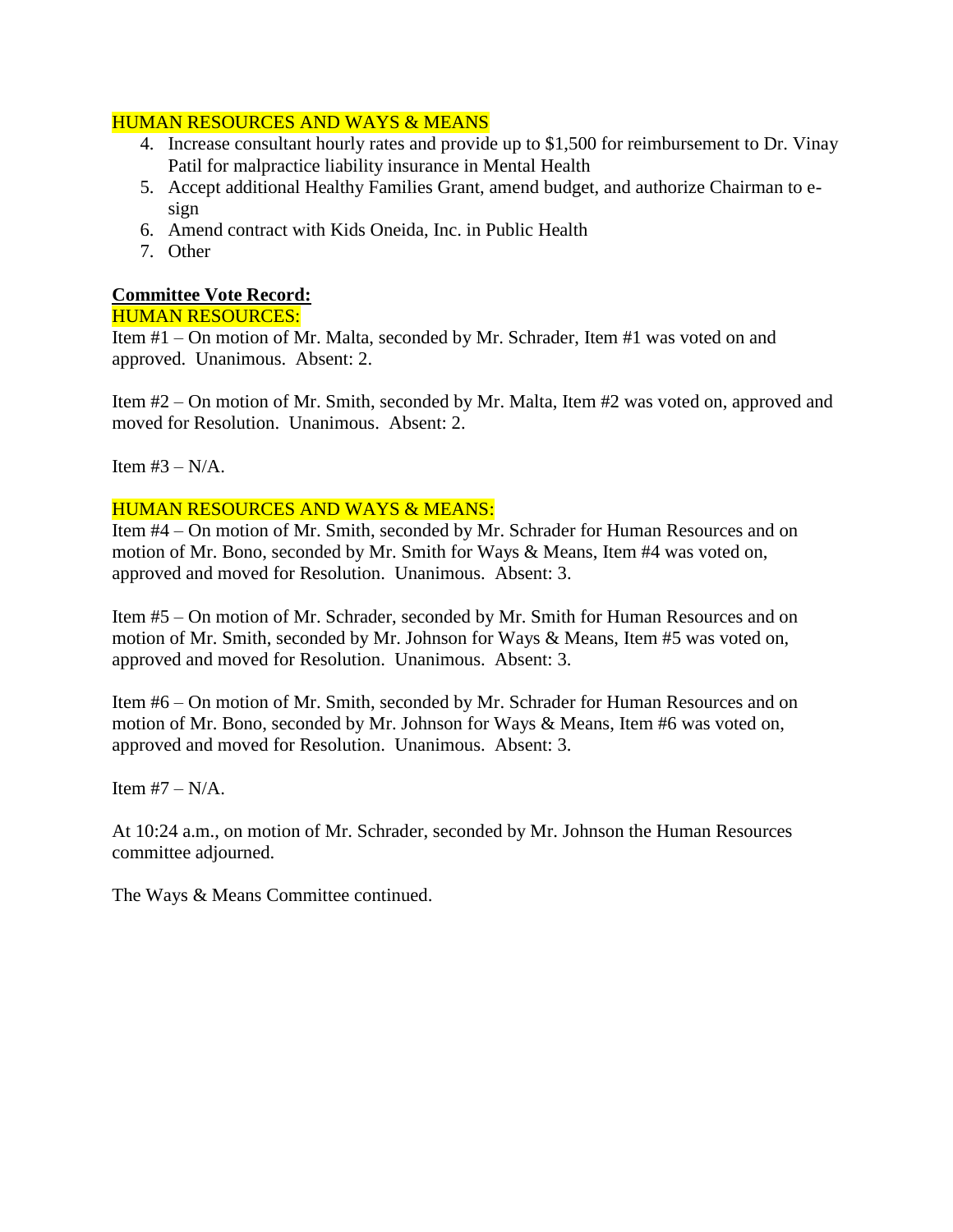HUMAN RESOURCES AND WAYS & MEANS

4. Increase consultant hourly rates and provide up to $1,500 for reimbursement to Dr. Vinay Patil for malpractice liability insurance in Mental Health
5. Accept additional Healthy Families Grant, amend budget, and authorize Chairman to e-sign
6. Amend contract with Kids Oneida, Inc. in Public Health
7. Other

**Committee Vote Record:**

HUMAN RESOURCES:

Item #1 – On motion of Mr. Malta, seconded by Mr. Schrader, Item #1 was voted on and approved. Unanimous. Absent: 2.

Item #2 – On motion of Mr. Smith, seconded by Mr. Malta, Item #2 was voted on, approved and moved for Resolution. Unanimous. Absent: 2.

Item #3 – N/A.

HUMAN RESOURCES AND WAYS & MEANS:

Item #4 – On motion of Mr. Smith, seconded by Mr. Schrader for Human Resources and on motion of Mr. Bono, seconded by Mr. Smith for Ways & Means, Item #4 was voted on, approved and moved for Resolution. Unanimous. Absent: 3.

Item #5 – On motion of Mr. Schrader, seconded by Mr. Smith for Human Resources and on motion of Mr. Smith, seconded by Mr. Johnson for Ways & Means, Item #5 was voted on, approved and moved for Resolution. Unanimous. Absent: 3.

Item #6 – On motion of Mr. Smith, seconded by Mr. Schrader for Human Resources and on motion of Mr. Bono, seconded by Mr. Johnson for Ways & Means, Item #6 was voted on, approved and moved for Resolution. Unanimous. Absent: 3.

Item #7 – N/A.

At 10:24 a.m., on motion of Mr. Schrader, seconded by Mr. Johnson the Human Resources committee adjourned.

The Ways & Means Committee continued.